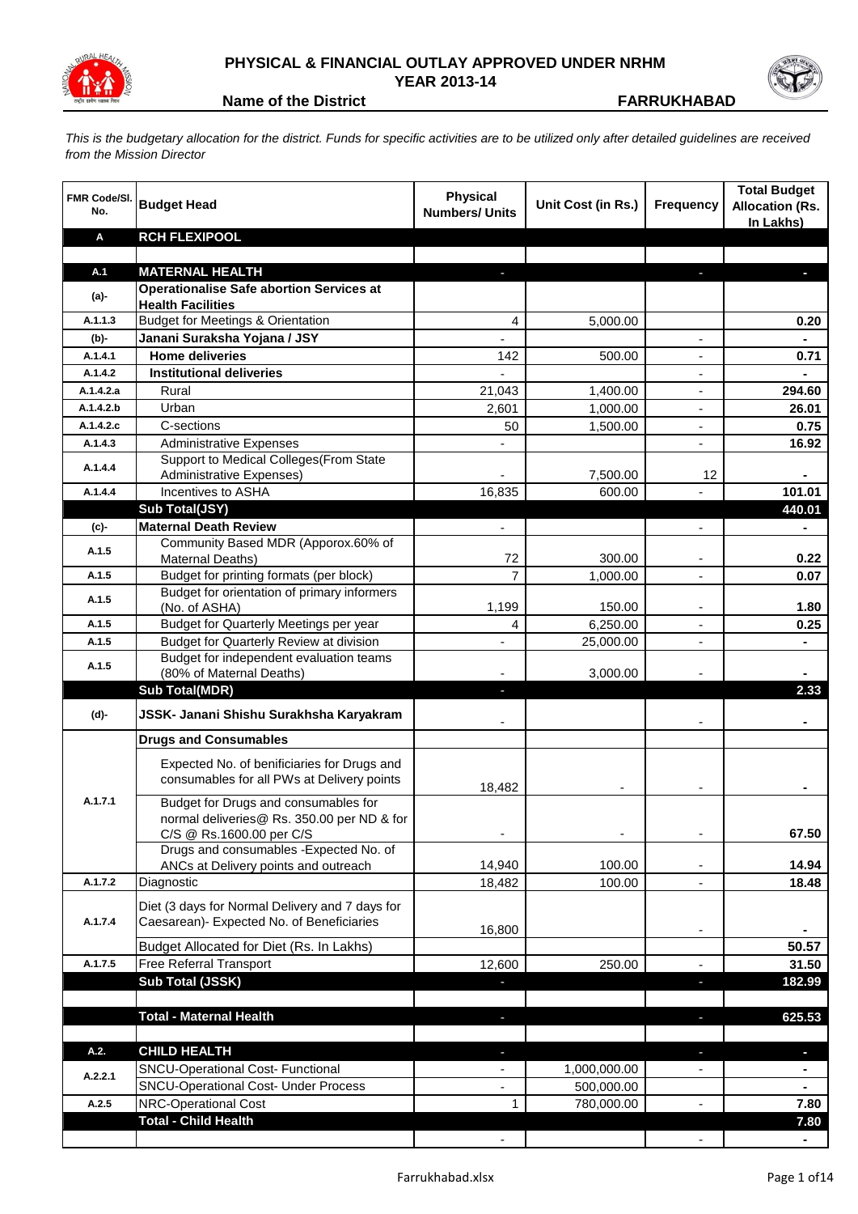# PHYSICAL & FINANCIAL OUTLAY APPROVED UNDER NRHM

## YEAR 2013-14

**Name of the District** **FARRUKHABAD**

*This is the budgetary allocation for the district. Funds for specific activities are to be utilized only after detailed guidelines are received from the Mission Director*

| FMR Code/Sl. No. | Budget Head | Physical Numbers/ Units | Unit Cost (in Rs.) | Frequency | Total Budget Allocation (Rs. In Lakhs) |
|---|---|---|---|---|---|
| **A** | **RCH FLEXIPOOL** | | | | |
| | | | | | |
| **A.1** | **MATERNAL HEALTH** | - | | - | - |
| **(a)-** | **Operationalise Safe abortion Services at Health Facilities** | | | | |
| A.1.1.3 | Budget for Meetings & Orientation | 4 | 5,000.00 | | 0.20 |
| **(b)-** | **Janani Suraksha Yojana / JSY** | - | | - | - |
| A.1.4.1 | **Home deliveries** | 142 | 500.00 | - | 0.71 |
| A.1.4.2 | **Institutional deliveries** | - | | - | - |
| A.1.4.2.a | Rural | 21,043 | 1,400.00 | - | 294.60 |
| A.1.4.2.b | Urban | 2,601 | 1,000.00 | - | 26.01 |
| A.1.4.2.c | C-sections | 50 | 1,500.00 | - | 0.75 |
| A.1.4.3 | Administrative Expenses | - | | - | 16.92 |
| A.1.4.4 | Support to Medical Colleges(From State Administrative Expenses) | - | 7,500.00 | 12 | - |
| A.1.4.4 | Incentives to ASHA | 16,835 | 600.00 | - | 101.01 |
| | **Sub Total(JSY)** | | | | **440.01** |
| **(c)-** | **Maternal Death Review** | - | | - | - |
| A.1.5 | Community Based MDR (Apporox.60% of Maternal Deaths) | 72 | 300.00 | - | 0.22 |
| A.1.5 | Budget for printing formats (per block) | 7 | 1,000.00 | - | 0.07 |
| A.1.5 | Budget for orientation of primary informers (No. of ASHA) | 1,199 | 150.00 | - | 1.80 |
| A.1.5 | Budget for Quarterly Meetings per year | 4 | 6,250.00 | - | 0.25 |
| A.1.5 | Budget for Quarterly Review at division | - | 25,000.00 | - | - |
| A.1.5 | Budget for independent evaluation teams (80% of Maternal Deaths) | - | 3,000.00 | - | - |
| | **Sub Total(MDR)** | - | | | **2.33** |
| **(d)-** | **JSSK- Janani Shishu Surakhsha Karyakram** | - | | - | - |
| | **Drugs and Consumables** | | | | |
| A.1.7.1 | Expected No. of benificiaries for Drugs and consumables for all PWs at Delivery points | 18,482 | - | - | - |
| | Budget for Drugs and consumables for normal deliveries@ Rs. 350.00 per ND & for C/S @ Rs.1600.00 per C/S | - | - | - | 67.50 |
| | Drugs and consumables -Expected No. of ANCs at Delivery points and outreach | 14,940 | 100.00 | - | 14.94 |
| A.1.7.2 | Diagnostic | 18,482 | 100.00 | - | 18.48 |
| A.1.7.4 | Diet (3 days for Normal Delivery and 7 days for Caesarean)- Expected No. of Beneficiaries | 16,800 | | - | - |
| | Budget Allocated for Diet (Rs. In Lakhs) | | | | 50.57 |
| A.1.7.5 | Free Referral Transport | 12,600 | 250.00 | - | 31.50 |
| | **Sub Total (JSSK)** | - | | - | **182.99** |
| | | | | | |
| | **Total - Maternal Health** | - | | - | **625.53** |
| | | | | | |
| **A.2.** | **CHILD HEALTH** | - | | - | - |
| A.2.2.1 | SNCU-Operational Cost- Functional | - | 1,000,000.00 | - | - |
| | SNCU-Operational Cost- Under Process | - | 500,000.00 | | - |
| A.2.5 | NRC-Operational Cost | 1 | 780,000.00 | - | 7.80 |
| | **Total - Child Health** | | | | **7.80** |
| | | - | | - | - |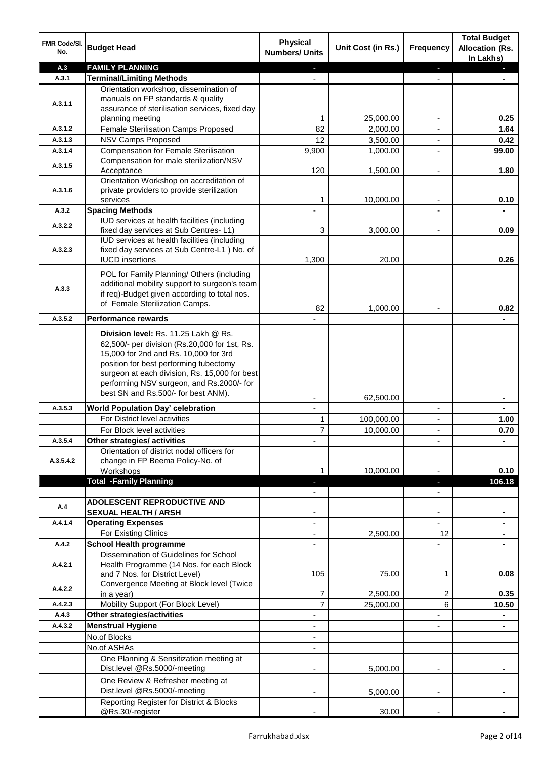| FMR Code/Sl. No. | Budget Head | Physical Numbers/ Units | Unit Cost (in Rs.) | Frequency | Total Budget Allocation (Rs. In Lakhs) |
|---|---|---|---|---|---|
| A.3 | **FAMILY PLANNING** | - | | - | - |
| A.3.1 | **Terminal/Limiting Methods** | - | | - | - |
| A.3.1.1 | Orientation workshop, dissemination of manuals on FP standards & quality assurance of sterilisation services, fixed day planning meeting | 1 | 25,000.00 | - | 0.25 |
| A.3.1.2 | Female Sterilisation Camps Proposed | 82 | 2,000.00 | - | 1.64 |
| A.3.1.3 | NSV Camps Proposed | 12 | 3,500.00 | - | 0.42 |
| A.3.1.4 | Compensation for Female Sterilisation | 9,900 | 1,000.00 | - | 99.00 |
| A.3.1.5 | Compensation for male sterilization/NSV Acceptance | 120 | 1,500.00 | - | 1.80 |
| A.3.1.6 | Orientation Workshop on accreditation of private providers to provide sterilization services | 1 | 10,000.00 | - | 0.10 |
| A.3.2 | **Spacing Methods** | - | | - | - |
| A.3.2.2 | IUD services at health facilities (including fixed day services at Sub Centres- L1) | 3 | 3,000.00 | - | 0.09 |
| A.3.2.3 | IUD services at health facilities (including fixed day services at Sub Centre-L1 ) No. of IUCD insertions | 1,300 | 20.00 | | 0.26 |
| A.3.3 | POL for Family Planning/ Others (including additional mobility support to surgeon's team if req)-Budget given according to total nos. of Female Sterilization Camps. | 82 | 1,000.00 | - | 0.82 |
| A.3.5.2 | **Performance rewards** | - | | | - |
| | **Division level:** Rs. 11.25 Lakh @ Rs. 62,500/- per division (Rs.20,000 for 1st, Rs. 15,000 for 2nd and Rs. 10,000 for 3rd position for best performing tubectomy surgeon at each division, Rs. 15,000 for best performing NSV surgeon, and Rs.2000/- for best SN and Rs.500/- for best ANM). | - | 62,500.00 | | - |
| A.3.5.3 | **World Population Day' celebration** | - | | - | - |
| | For District level activities | 1 | 100,000.00 | - | 1.00 |
| | For Block level activities | 7 | 10,000.00 | - | 0.70 |
| A.3.5.4 | **Other strategies/ activities** | - | | - | - |
| A.3.5.4.2 | Orientation of district nodal officers for change in FP Beema Policy-No. of Workshops | 1 | 10,000.00 | - | 0.10 |
| | **Total -Family Planning** | - | | - | **106.18** |
| | | - | | - | |
| A.4 | **ADOLESCENT REPRODUCTIVE AND SEXUAL HEALTH / ARSH** | - | | - | - |
| A.4.1.4 | **Operating Expenses** | - | | - | - |
| | For Existing Clinics | - | 2,500.00 | 12 | - |
| A.4.2 | **School Health programme** | - | | - | - |
| A.4.2.1 | Dissemination of Guidelines for School Health Programme (14 Nos. for each Block and 7 Nos. for District Level) | 105 | 75.00 | 1 | 0.08 |
| A.4.2.2 | Convergence Meeting at Block level (Twice in a year) | 7 | 2,500.00 | 2 | 0.35 |
| A.4.2.3 | Mobility Support (For Block Level) | 7 | 25,000.00 | 6 | 10.50 |
| A.4.3 | **Other strategies/activities** | - | | - | - |
| A.4.3.2 | **Menstrual Hygiene** | - | | - | - |
| | No.of Blocks | - | | | |
| | No.of ASHAs | - | | | |
| | One Planning & Sensitization meeting at Dist.level @Rs.5000/-meeting | - | 5,000.00 | - | - |
| | One Review & Refresher meeting at Dist.level @Rs.5000/-meeting | - | 5,000.00 | - | - |
| | Reporting Register for District & Blocks @Rs.30/-register | - | 30.00 | - | - |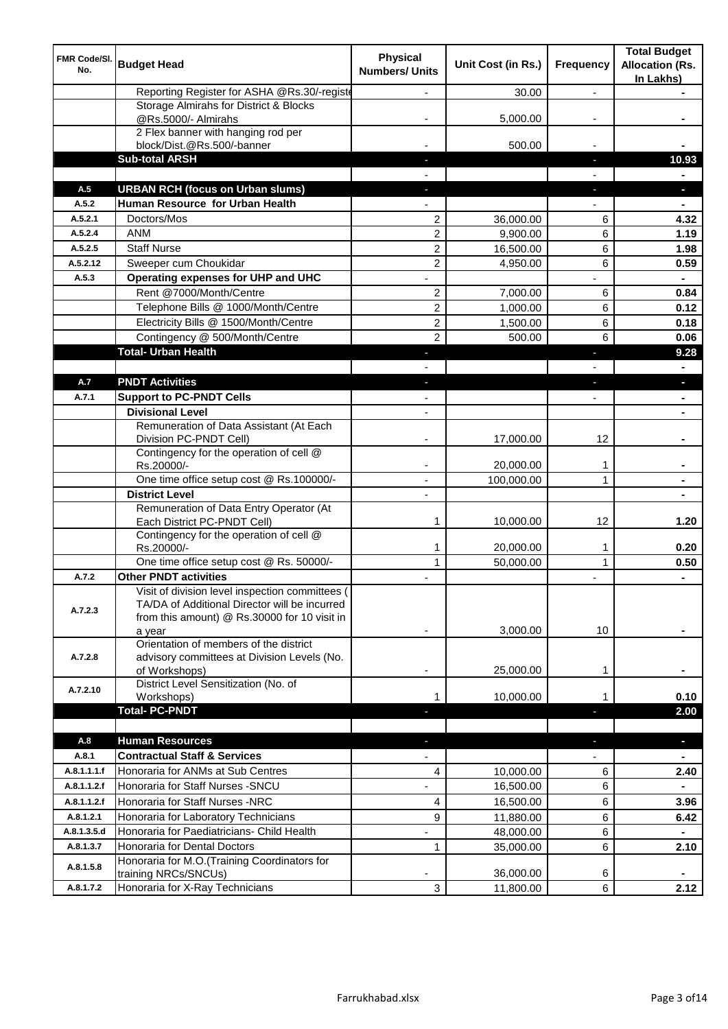| FMR Code/Sl. No. | Budget Head | Physical Numbers/ Units | Unit Cost (in Rs.) | Frequency | Total Budget Allocation (Rs. In Lakhs) |
|---|---|---|---|---|---|
| | Reporting Register for ASHA @Rs.30/-registe | - | 30.00 | - | - |
| | Storage Almirahs for District & Blocks @Rs.5000/- Almirahs | - | 5,000.00 | - | - |
| | 2 Flex banner with hanging rod per block/Dist.@Rs.500/-banner | - | 500.00 | - | - |
| | **Sub-total ARSH** | - | | - | **10.93** |
| | | - | | - | - |
| **A.5** | **URBAN RCH (focus on Urban slums)** | - | | - | - |
| **A.5.2** | **Human Resource for Urban Health** | - | | - | - |
| A.5.2.1 | Doctors/Mos | 2 | 36,000.00 | 6 | **4.32** |
| A.5.2.4 | ANM | 2 | 9,900.00 | 6 | **1.19** |
| A.5.2.5 | Staff Nurse | 2 | 16,500.00 | 6 | **1.98** |
| A.5.2.12 | Sweeper cum Choukidar | 2 | 4,950.00 | 6 | **0.59** |
| **A.5.3** | **Operating expenses for UHP and UHC** | - | | - | - |
| | Rent @7000/Month/Centre | 2 | 7,000.00 | 6 | **0.84** |
| | Telephone Bills @ 1000/Month/Centre | 2 | 1,000.00 | 6 | **0.12** |
| | Electricity Bills @ 1500/Month/Centre | 2 | 1,500.00 | 6 | **0.18** |
| | Contingency @ 500/Month/Centre | 2 | 500.00 | 6 | **0.06** |
| | **Total- Urban Health** | - | | - | **9.28** |
| | | - | | - | - |
| **A.7** | **PNDT Activities** | - | | - | - |
| **A.7.1** | **Support to PC-PNDT Cells** | - | | - | - |
| | **Divisional Level** | - | | | - |
| | Remuneration of Data Assistant (At Each Division PC-PNDT Cell) | - | 17,000.00 | 12 | - |
| | Contingency for the operation of cell @ Rs.20000/- | - | 20,000.00 | 1 | - |
| | One time office setup cost @ Rs.100000/- | - | 100,000.00 | 1 | - |
| | **District Level** | - | | | - |
| | Remuneration of Data Entry Operator (At Each District PC-PNDT Cell) | 1 | 10,000.00 | 12 | **1.20** |
| | Contingency for the operation of cell @ Rs.20000/- | 1 | 20,000.00 | 1 | **0.20** |
| | One time office setup cost @ Rs. 50000/- | 1 | 50,000.00 | 1 | **0.50** |
| **A.7.2** | **Other PNDT activities** | - | | - | - |
| A.7.2.3 | Visit of division level inspection committees ( TA/DA of Additional Director will be incurred from this amount) @ Rs.30000 for 10 visit in a year | - | 3,000.00 | 10 | - |
| A.7.2.8 | Orientation of members of the district advisory committees at Division Levels (No. of Workshops) | - | 25,000.00 | 1 | - |
| A.7.2.10 | District Level Sensitization (No. of Workshops) | 1 | 10,000.00 | 1 | **0.10** |
| | **Total- PC-PNDT** | - | | - | **2.00** |
| | | | | | |
| **A.8** | **Human Resources** | - | | - | - |
| **A.8.1** | **Contractual Staff & Services** | - | | - | - |
| A.8.1.1.1.f | Honoraria for ANMs at Sub Centres | 4 | 10,000.00 | 6 | **2.40** |
| A.8.1.1.2.f | Honoraria for Staff Nurses -SNCU | - | 16,500.00 | 6 | - |
| A.8.1.1.2.f | Honoraria for Staff Nurses -NRC | 4 | 16,500.00 | 6 | **3.96** |
| A.8.1.2.1 | Honoraria for Laboratory Technicians | 9 | 11,880.00 | 6 | **6.42** |
| A.8.1.3.5.d | Honoraria for Paediatricians- Child Health | - | 48,000.00 | 6 | - |
| A.8.1.3.7 | Honoraria for Dental Doctors | 1 | 35,000.00 | 6 | **2.10** |
| A.8.1.5.8 | Honoraria for M.O.(Training Coordinators for training NRCs/SNCUs) | - | 36,000.00 | 6 | - |
| A.8.1.7.2 | Honoraria for X-Ray Technicians | 3 | 11,800.00 | 6 | **2.12** |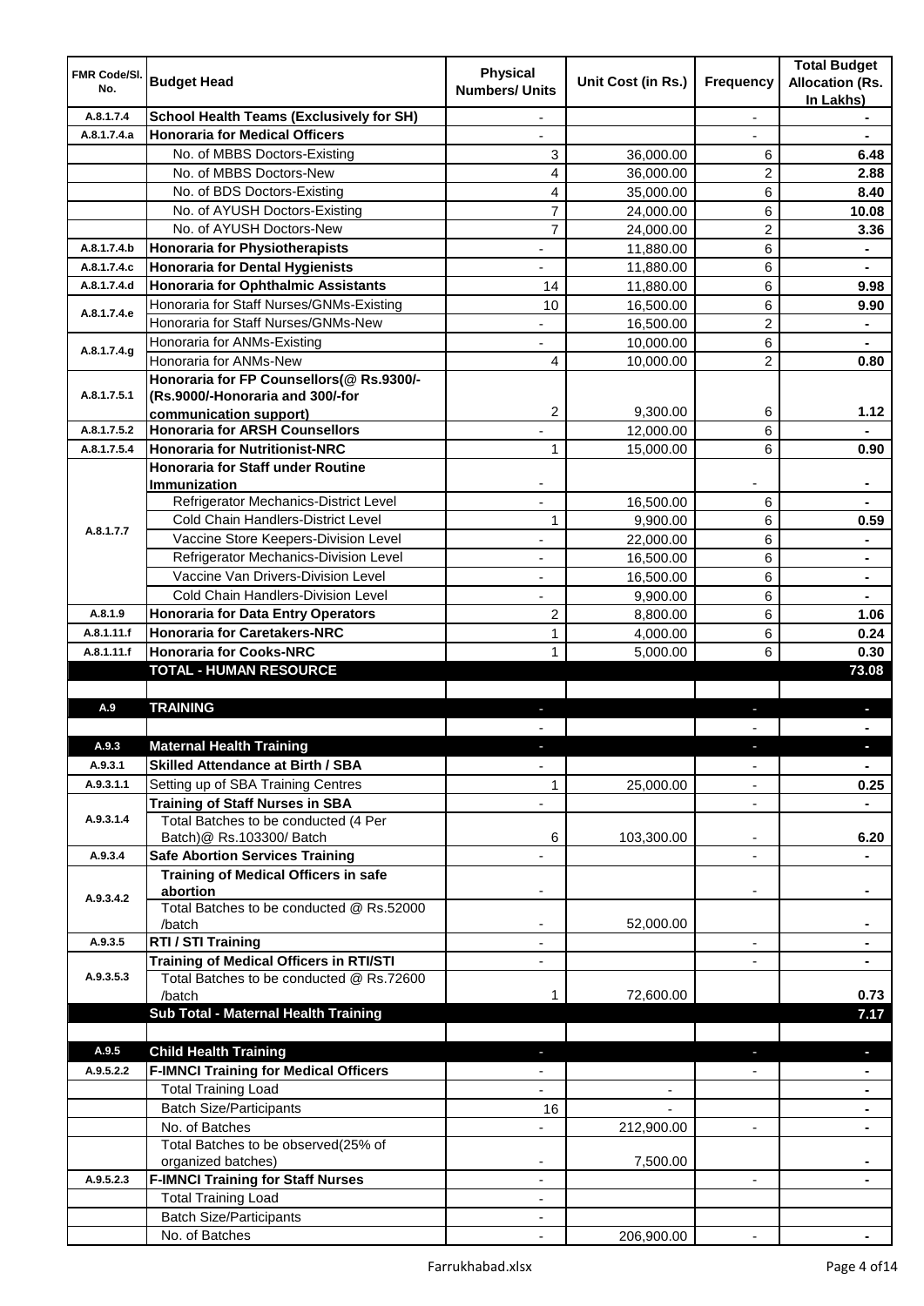| FMR Code/Sl. No. | Budget Head | Physical Numbers/ Units | Unit Cost (in Rs.) | Frequency | Total Budget Allocation (Rs. In Lakhs) |
|---|---|---|---|---|---|
| A.8.1.7.4 | **School Health Teams (Exclusively for SH)** | - | | - | - |
| A.8.1.7.4.a | **Honoraria for Medical Officers** | - | | - | - |
| | No. of MBBS Doctors-Existing | 3 | 36,000.00 | 6 | **6.48** |
| | No. of MBBS Doctors-New | 4 | 36,000.00 | 2 | **2.88** |
| | No. of BDS Doctors-Existing | 4 | 35,000.00 | 6 | **8.40** |
| | No. of AYUSH Doctors-Existing | 7 | 24,000.00 | 6 | **10.08** |
| | No. of AYUSH Doctors-New | 7 | 24,000.00 | 2 | **3.36** |
| A.8.1.7.4.b | **Honoraria for Physiotherapists** | - | 11,880.00 | 6 | - |
| A.8.1.7.4.c | **Honoraria for Dental Hygienists** | - | 11,880.00 | 6 | - |
| A.8.1.7.4.d | **Honoraria for Ophthalmic Assistants** | 14 | 11,880.00 | 6 | **9.98** |
| A.8.1.7.4.e | Honoraria for Staff Nurses/GNMs-Existing | 10 | 16,500.00 | 6 | **9.90** |
| | Honoraria for Staff Nurses/GNMs-New | - | 16,500.00 | 2 | - |
| A.8.1.7.4.g | Honoraria for ANMs-Existing | - | 10,000.00 | 6 | - |
| | Honoraria for ANMs-New | 4 | 10,000.00 | 2 | **0.80** |
| A.8.1.7.5.1 | **Honoraria for FP Counsellors(@ Rs.9300/- (Rs.9000/-Honoraria and 300/-for communication support)** | 2 | 9,300.00 | 6 | **1.12** |
| A.8.1.7.5.2 | **Honoraria for ARSH Counsellors** | - | 12,000.00 | 6 | - |
| A.8.1.7.5.4 | **Honoraria for Nutritionist-NRC** | 1 | 15,000.00 | 6 | **0.90** |
| A.8.1.7.7 | **Honoraria for Staff under Routine Immunization** | - | | - | - |
| | Refrigerator Mechanics-District Level | - | 16,500.00 | 6 | - |
| | Cold Chain Handlers-District Level | 1 | 9,900.00 | 6 | **0.59** |
| | Vaccine Store Keepers-Division Level | - | 22,000.00 | 6 | - |
| | Refrigerator Mechanics-Division Level | - | 16,500.00 | 6 | - |
| | Vaccine Van Drivers-Division Level | - | 16,500.00 | 6 | - |
| | Cold Chain Handlers-Division Level | - | 9,900.00 | 6 | - |
| A.8.1.9 | **Honoraria for Data Entry Operators** | 2 | 8,800.00 | 6 | **1.06** |
| A.8.1.11.f | **Honoraria for Caretakers-NRC** | 1 | 4,000.00 | 6 | **0.24** |
| A.8.1.11.f | **Honoraria for Cooks-NRC** | 1 | 5,000.00 | 6 | **0.30** |
| | **TOTAL - HUMAN RESOURCE** | | | | **73.08** |
| | | | | | |
| A.9 | **TRAINING** | - | | - | - |
| | | - | | - | - |
| A.9.3 | **Maternal Health Training** | - | | - | - |
| A.9.3.1 | **Skilled Attendance at Birth / SBA** | - | | - | - |
| A.9.3.1.1 | Setting up of SBA Training Centres | 1 | 25,000.00 | - | **0.25** |
| A.9.3.1.4 | **Training of Staff Nurses in SBA** | - | | - | - |
| | Total Batches to be conducted (4 Per Batch)@ Rs.103300/ Batch | 6 | 103,300.00 | - | **6.20** |
| A.9.3.4 | **Safe Abortion Services Training** | - | | - | - |
| A.9.3.4.2 | **Training of Medical Officers in safe abortion** | - | | - | - |
| | Total Batches to be conducted @ Rs.52000 /batch | - | 52,000.00 | | - |
| A.9.3.5 | **RTI / STI Training** | - | | - | - |
| A.9.3.5.3 | **Training of Medical Officers in RTI/STI** | - | | - | - |
| | Total Batches to be conducted @ Rs.72600 /batch | 1 | 72,600.00 | | **0.73** |
| | **Sub Total - Maternal Health Training** | | | | **7.17** |
| | | | | | |
| A.9.5 | **Child Health Training** | - | | - | - |
| A.9.5.2.2 | **F-IMNCI Training for Medical Officers** | - | | - | - |
| | Total Training Load | - | - | | - |
| | Batch Size/Participants | 16 | - | | - |
| | No. of Batches | - | 212,900.00 | - | - |
| | Total Batches to be observed(25% of organized batches) | - | 7,500.00 | | - |
| A.9.5.2.3 | **F-IMNCI Training for Staff Nurses** | - | | - | - |
| | Total Training Load | - | | | |
| | Batch Size/Participants | - | | | |
| | No. of Batches | - | 206,900.00 | - | - |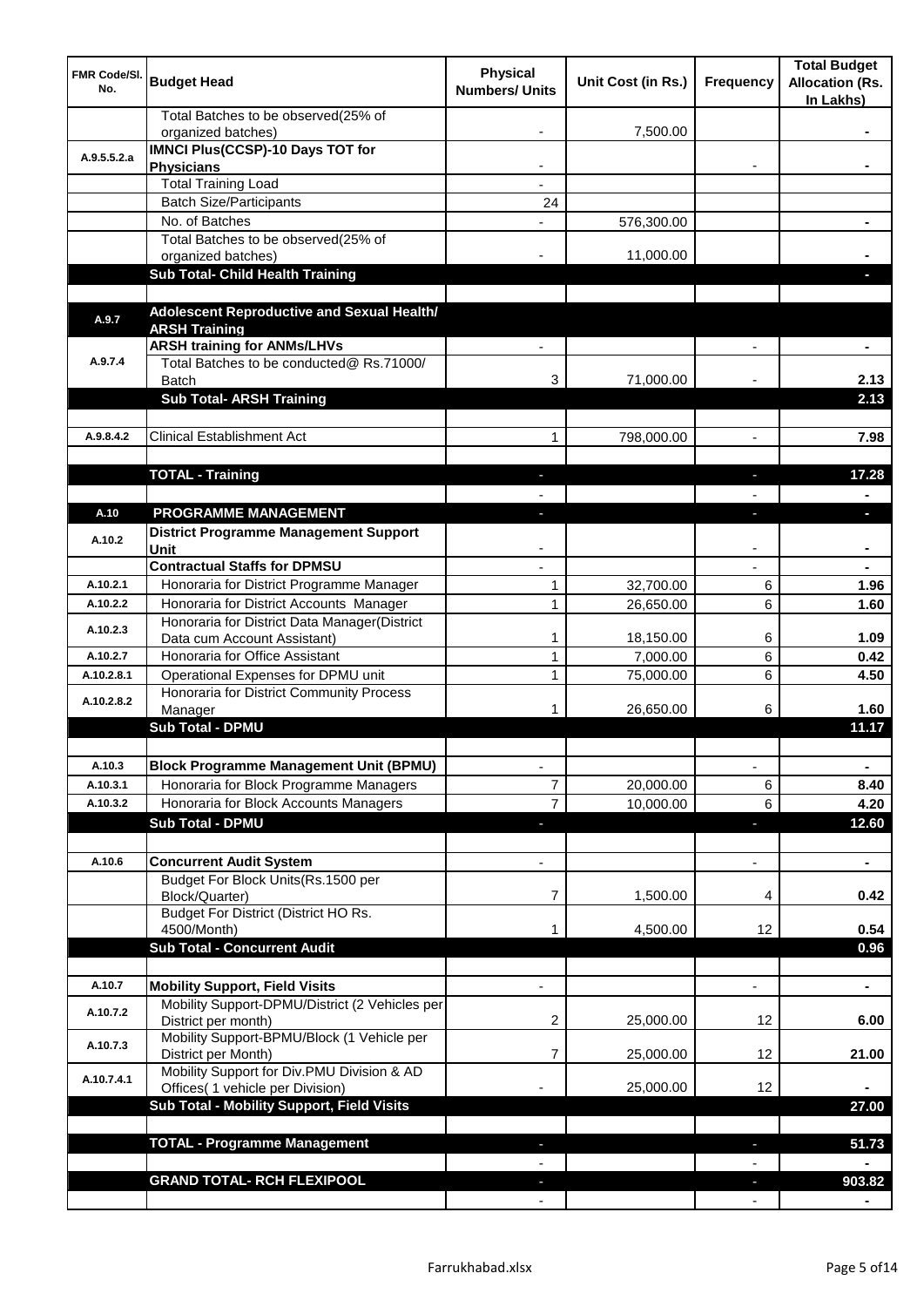| FMR Code/Sl. No. | Budget Head | Physical Numbers/ Units | Unit Cost (in Rs.) | Frequency | Total Budget Allocation (Rs. In Lakhs) |
|---|---|---|---|---|---|
| | Total Batches to be observed(25% of organized batches) | - | 7,500.00 | | - |
| A.9.5.5.2.a | **IMNCI Plus(CCSP)-10 Days TOT for Physicians** | - | | - | - |
| | Total Training Load | - | | | |
| | Batch Size/Participants | 24 | | | |
| | No. of Batches | - | 576,300.00 | | - |
| | Total Batches to be observed(25% of organized batches) | - | 11,000.00 | | - |
| | **Sub Total- Child Health Training** | | | | - |
| | | | | | |
| A.9.7 | **Adolescent Reproductive and Sexual Health/ ARSH Training** | | | | |
| A.9.7.4 | **ARSH training for ANMs/LHVs** | - | | - | - |
| | Total Batches to be conducted@ Rs.71000/ Batch | 3 | 71,000.00 | - | 2.13 |
| | **Sub Total- ARSH Training** | | | | **2.13** |
| | | | | | |
| A.9.8.4.2 | Clinical Establishment Act | 1 | 798,000.00 | - | 7.98 |
| | | | | | |
| | **TOTAL - Training** | - | | - | **17.28** |
| | | - | | - | - |
| A.10 | **PROGRAMME MANAGEMENT** | - | | - | - |
| A.10.2 | **District Programme Management Support Unit** | - | | - | - |
| | **Contractual Staffs for DPMSU** | - | | - | - |
| A.10.2.1 | Honoraria for District Programme Manager | 1 | 32,700.00 | 6 | 1.96 |
| A.10.2.2 | Honoraria for District Accounts Manager | 1 | 26,650.00 | 6 | 1.60 |
| A.10.2.3 | Honoraria for District Data Manager(District Data cum Account Assistant) | 1 | 18,150.00 | 6 | 1.09 |
| A.10.2.7 | Honoraria for Office Assistant | 1 | 7,000.00 | 6 | 0.42 |
| A.10.2.8.1 | Operational Expenses for DPMU unit | 1 | 75,000.00 | 6 | 4.50 |
| A.10.2.8.2 | Honoraria for District Community Process Manager | 1 | 26,650.00 | 6 | 1.60 |
| | **Sub Total - DPMU** | | | | **11.17** |
| | | | | | |
| A.10.3 | **Block Programme Management Unit (BPMU)** | - | | - | - |
| A.10.3.1 | Honoraria for Block Programme Managers | 7 | 20,000.00 | 6 | 8.40 |
| A.10.3.2 | Honoraria for Block Accounts Managers | 7 | 10,000.00 | 6 | 4.20 |
| | **Sub Total - DPMU** | - | | - | **12.60** |
| | | | | | |
| A.10.6 | **Concurrent Audit System** | - | | - | - |
| | Budget For Block Units(Rs.1500 per Block/Quarter) | 7 | 1,500.00 | 4 | 0.42 |
| | Budget For District (District HO Rs. 4500/Month) | 1 | 4,500.00 | 12 | 0.54 |
| | **Sub Total - Concurrent Audit** | | | | **0.96** |
| | | | | | |
| A.10.7 | **Mobility Support, Field Visits** | - | | - | - |
| A.10.7.2 | Mobility Support-DPMU/District (2 Vehicles per District per month) | 2 | 25,000.00 | 12 | 6.00 |
| A.10.7.3 | Mobility Support-BPMU/Block (1 Vehicle per District per Month) | 7 | 25,000.00 | 12 | 21.00 |
| A.10.7.4.1 | Mobility Support for Div.PMU Division & AD Offices( 1 vehicle per Division) | - | 25,000.00 | 12 | - |
| | **Sub Total - Mobility Support, Field Visits** | | | | **27.00** |
| | | | | | |
| | **TOTAL - Programme Management** | - | | - | **51.73** |
| | | - | | - | - |
| | **GRAND TOTAL- RCH FLEXIPOOL** | - | | - | **903.82** |
| | | - | | - | - |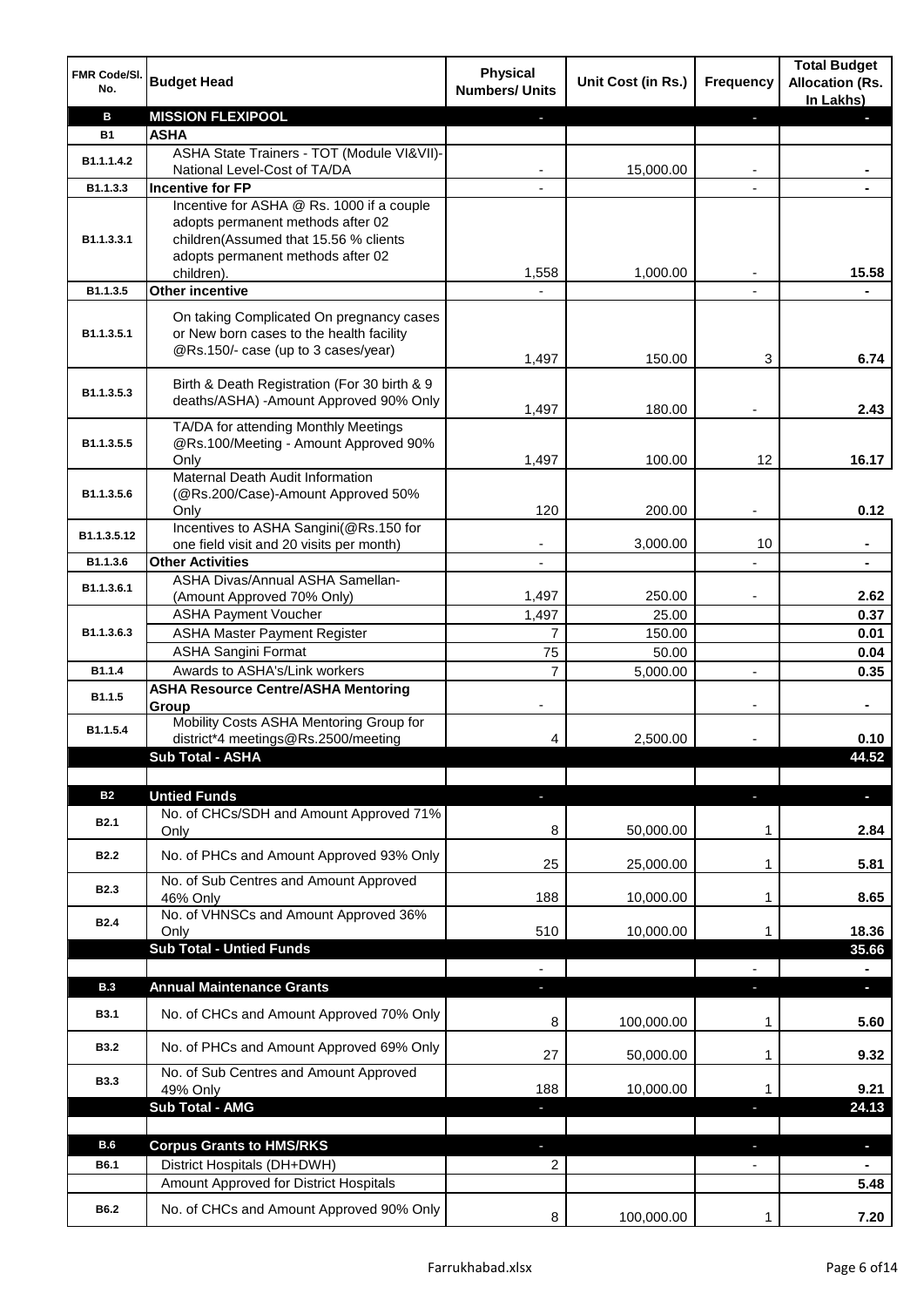| FMR Code/Sl. No. | Budget Head | Physical Numbers/ Units | Unit Cost (in Rs.) | Frequency | Total Budget Allocation (Rs. In Lakhs) |
|---|---|---|---|---|---|
| **B** | **MISSION FLEXIPOOL** | - | | - | - |
| **B1** | **ASHA** | | | | |
| B1.1.1.4.2 | ASHA State Trainers - TOT (Module VI&VII)-National Level-Cost of TA/DA | - | 15,000.00 | - | - |
| B1.1.3.3 | **Incentive for FP** | - | | - | - |
| B1.1.3.3.1 | Incentive for ASHA @ Rs. 1000 if a couple adopts permanent methods after 02 children(Assumed that 15.56 % clients adopts permanent methods after 02 children). | 1,558 | 1,000.00 | - | 15.58 |
| B1.1.3.5 | **Other incentive** | - | | - | - |
| B1.1.3.5.1 | On taking Complicated On pregnancy cases or New born cases to the health facility @Rs.150/- case (up to 3 cases/year) | 1,497 | 150.00 | 3 | 6.74 |
| B1.1.3.5.3 | Birth & Death Registration (For 30 birth & 9 deaths/ASHA) -Amount Approved 90% Only | 1,497 | 180.00 | - | 2.43 |
| B1.1.3.5.5 | TA/DA for attending Monthly Meetings @Rs.100/Meeting - Amount Approved 90% Only | 1,497 | 100.00 | 12 | 16.17 |
| B1.1.3.5.6 | Maternal Death Audit Information (@Rs.200/Case)-Amount Approved 50% Only | 120 | 200.00 | - | 0.12 |
| B1.1.3.5.12 | Incentives to ASHA Sangini(@Rs.150 for one field visit and 20 visits per month) | - | 3,000.00 | 10 | - |
| B1.1.3.6 | **Other Activities** | - | | - | - |
| B1.1.3.6.1 | ASHA Divas/Annual ASHA Samellan-(Amount Approved 70% Only) | 1,497 | 250.00 | - | 2.62 |
| B1.1.3.6.3 | ASHA Payment Voucher | 1,497 | 25.00 | | 0.37 |
| | ASHA Master Payment Register | 7 | 150.00 | | 0.01 |
| | ASHA Sangini Format | 75 | 50.00 | | 0.04 |
| B1.1.4 | Awards to ASHA's/Link workers | 7 | 5,000.00 | - | 0.35 |
| B1.1.5 | **ASHA Resource Centre/ASHA Mentoring Group** | - | | - | - |
| B1.1.5.4 | Mobility Costs ASHA Mentoring Group for district*4 meetings@Rs.2500/meeting | 4 | 2,500.00 | - | 0.10 |
| | **Sub Total - ASHA** | | | | **44.52** |
| | | | | | |
| **B2** | **Untied Funds** | - | | - | - |
| B2.1 | No. of CHCs/SDH and Amount Approved 71% Only | 8 | 50,000.00 | 1 | 2.84 |
| B2.2 | No. of PHCs and Amount Approved 93% Only | 25 | 25,000.00 | 1 | 5.81 |
| B2.3 | No. of Sub Centres and Amount Approved 46% Only | 188 | 10,000.00 | 1 | 8.65 |
| B2.4 | No. of VHNSCs and Amount Approved 36% Only | 510 | 10,000.00 | 1 | 18.36 |
| | **Sub Total - Untied Funds** | | | | **35.66** |
| | | - | | - | - |
| **B.3** | **Annual Maintenance Grants** | - | | - | - |
| B3.1 | No. of CHCs and Amount Approved 70% Only | 8 | 100,000.00 | 1 | 5.60 |
| B3.2 | No. of PHCs and Amount Approved 69% Only | 27 | 50,000.00 | 1 | 9.32 |
| B3.3 | No. of Sub Centres and Amount Approved 49% Only | 188 | 10,000.00 | 1 | 9.21 |
| | **Sub Total - AMG** | - | | - | **24.13** |
| | | | | | |
| **B.6** | **Corpus Grants to HMS/RKS** | - | | - | - |
| B6.1 | District Hospitals (DH+DWH) | 2 | | - | - |
| | Amount Approved for District Hospitals | | | | 5.48 |
| B6.2 | No. of CHCs and Amount Approved 90% Only | 8 | 100,000.00 | 1 | 7.20 |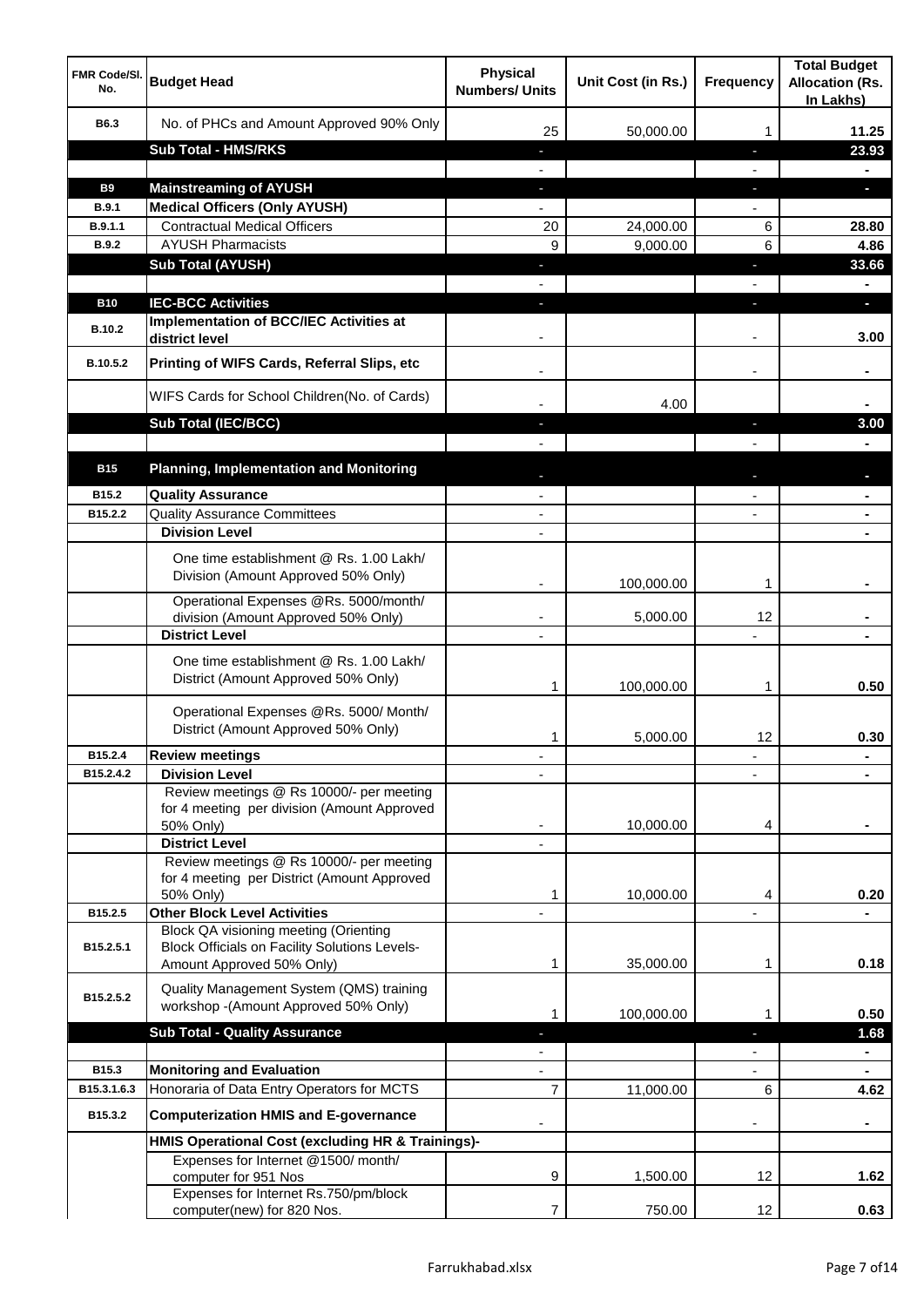| FMR Code/Sl. No. | Budget Head | Physical Numbers/ Units | Unit Cost (in Rs.) | Frequency | Total Budget Allocation (Rs. In Lakhs) |
|---|---|---|---|---|---|
| B6.3 | No. of PHCs and Amount Approved 90% Only | 25 | 50,000.00 | 1 | 11.25 |
| | **Sub Total - HMS/RKS** | - | | - | **23.93** |
| | | - | | - | - |
| **B9** | **Mainstreaming of AYUSH** | - | | - | - |
| B.9.1 | **Medical Officers (Only AYUSH)** | - | | - | |
| B.9.1.1 | Contractual Medical Officers | 20 | 24,000.00 | 6 | 28.80 |
| B.9.2 | AYUSH Pharmacists | 9 | 9,000.00 | 6 | 4.86 |
| | **Sub Total (AYUSH)** | - | | - | **33.66** |
| | | - | | - | - |
| **B10** | **IEC-BCC Activities** | - | | - | - |
| B.10.2 | **Implementation of BCC/IEC Activities at district level** | - | | - | 3.00 |
| B.10.5.2 | **Printing of WIFS Cards, Referral Slips, etc** | - | | - | - |
| | WIFS Cards for School Children(No. of Cards) | - | 4.00 | | - |
| | **Sub Total (IEC/BCC)** | - | | - | **3.00** |
| | | - | | - | - |
| **B15** | **Planning, Implementation and Monitoring** | - | | - | - |
| B15.2 | **Quality Assurance** | - | | - | - |
| B15.2.2 | Quality Assurance Committees | - | | - | - |
| | **Division Level** | - | | | - |
| | One time establishment @ Rs. 1.00 Lakh/ Division (Amount Approved 50% Only) | - | 100,000.00 | 1 | - |
| | Operational Expenses @Rs. 5000/month/ division (Amount Approved 50% Only) | - | 5,000.00 | 12 | - |
| | **District Level** | - | | - | - |
| | One time establishment @ Rs. 1.00 Lakh/ District (Amount Approved 50% Only) | 1 | 100,000.00 | 1 | 0.50 |
| | Operational Expenses @Rs. 5000/ Month/ District (Amount Approved 50% Only) | 1 | 5,000.00 | 12 | 0.30 |
| B15.2.4 | **Review meetings** | - | | - | - |
| B15.2.4.2 | **Division Level** | - | | - | - |
| | Review meetings @ Rs 10000/- per meeting for 4 meeting per division (Amount Approved 50% Only) | - | 10,000.00 | 4 | - |
| | **District Level** | - | | | |
| | Review meetings @ Rs 10000/- per meeting for 4 meeting per District (Amount Approved 50% Only) | 1 | 10,000.00 | 4 | 0.20 |
| B15.2.5 | **Other Block Level Activities** | - | | - | - |
| B15.2.5.1 | Block QA visioning meeting (Orienting Block Officials on Facility Solutions Levels- Amount Approved 50% Only) | 1 | 35,000.00 | 1 | 0.18 |
| B15.2.5.2 | Quality Management System (QMS) training workshop -(Amount Approved 50% Only) | 1 | 100,000.00 | 1 | 0.50 |
| | **Sub Total - Quality Assurance** | - | | - | **1.68** |
| | | - | | - | - |
| B15.3 | **Monitoring and Evaluation** | - | | - | - |
| B15.3.1.6.3 | Honoraria of Data Entry Operators for MCTS | 7 | 11,000.00 | 6 | 4.62 |
| B15.3.2 | **Computerization HMIS and E-governance** | - | | - | - |
| | **HMIS Operational Cost (excluding HR & Trainings)-** | | | | |
| | Expenses for Internet @1500/ month/ computer for 951 Nos | 9 | 1,500.00 | 12 | 1.62 |
| | Expenses for Internet Rs.750/pm/block computer(new) for 820 Nos. | 7 | 750.00 | 12 | 0.63 |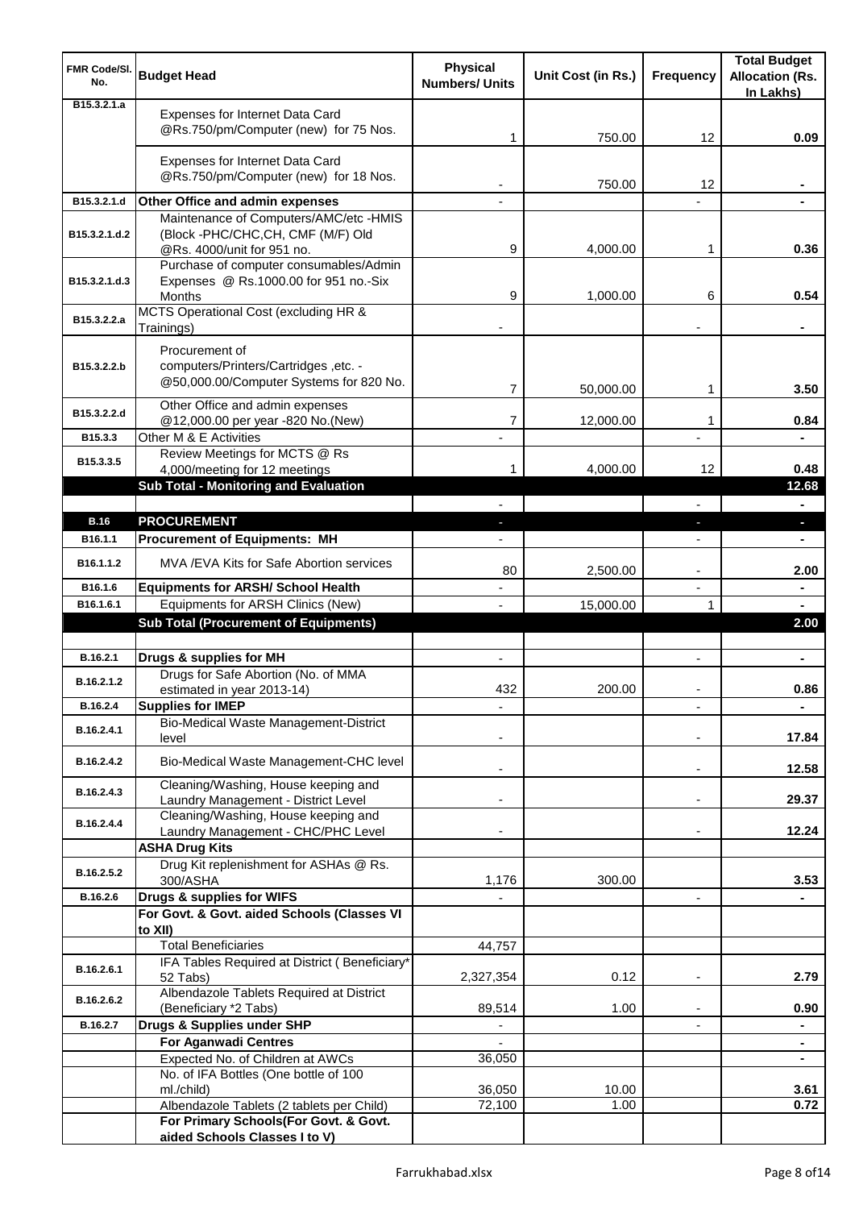| FMR Code/Sl. No. | Budget Head | Physical Numbers/ Units | Unit Cost (in Rs.) | Frequency | Total Budget Allocation (Rs. In Lakhs) |
|---|---|---|---|---|---|
| B15.3.2.1.a | Expenses for Internet Data Card @Rs.750/pm/Computer (new) for 75 Nos. | 1 | 750.00 | 12 | 0.09 |
| | Expenses for Internet Data Card @Rs.750/pm/Computer (new) for 18 Nos. | - | 750.00 | 12 | - |
| B15.3.2.1.d | **Other Office and admin expenses** | - | | - | - |
| B15.3.2.1.d.2 | Maintenance of Computers/AMC/etc -HMIS (Block -PHC/CHC,CH, CMF (M/F) Old @Rs. 4000/unit for 951 no. | 9 | 4,000.00 | 1 | 0.36 |
| B15.3.2.1.d.3 | Purchase of computer consumables/Admin Expenses @ Rs.1000.00 for 951 no.-Six Months | 9 | 1,000.00 | 6 | 0.54 |
| B15.3.2.2.a | MCTS Operational Cost (excluding HR & Trainings) | - | | - | - |
| B15.3.2.2.b | Procurement of computers/Printers/Cartridges ,etc. - @50,000.00/Computer Systems for 820 No. | 7 | 50,000.00 | 1 | 3.50 |
| B15.3.2.2.d | Other Office and admin expenses @12,000.00 per year -820 No.(New) | 7 | 12,000.00 | 1 | 0.84 |
| B15.3.3 | Other M & E Activities | - | | - | - |
| B15.3.3.5 | Review Meetings for MCTS @ Rs 4,000/meeting for 12 meetings | 1 | 4,000.00 | 12 | 0.48 |
| | **Sub Total - Monitoring and Evaluation** | | | | **12.68** |
| | | - | | - | - |
| **B.16** | **PROCUREMENT** | - | | - | - |
| B16.1.1 | **Procurement of Equipments: MH** | - | | - | - |
| B16.1.1.2 | MVA /EVA Kits for Safe Abortion services | 80 | 2,500.00 | - | 2.00 |
| B16.1.6 | **Equipments for ARSH/ School Health** | - | | - | - |
| B16.1.6.1 | Equipments for ARSH Clinics (New) | - | 15,000.00 | 1 | - |
| | **Sub Total (Procurement of Equipments)** | | | | **2.00** |
| | | | | | |
| B.16.2.1 | **Drugs & supplies for MH** | - | | - | - |
| B.16.2.1.2 | Drugs for Safe Abortion (No. of MMA estimated in year 2013-14) | 432 | 200.00 | - | 0.86 |
| B.16.2.4 | **Supplies for IMEP** | - | | - | - |
| B.16.2.4.1 | Bio-Medical Waste Management-District level | - | | - | 17.84 |
| B.16.2.4.2 | Bio-Medical Waste Management-CHC level | - | | - | 12.58 |
| B.16.2.4.3 | Cleaning/Washing, House keeping and Laundry Management - District Level | - | | - | 29.37 |
| B.16.2.4.4 | Cleaning/Washing, House keeping and Laundry Management - CHC/PHC Level | - | | - | 12.24 |
| | **ASHA Drug Kits** | | | | |
| B.16.2.5.2 | Drug Kit replenishment for ASHAs @ Rs. 300/ASHA | 1,176 | 300.00 | | 3.53 |
| B.16.2.6 | **Drugs & supplies for WIFS** | - | | - | - |
| | **For Govt. & Govt. aided Schools (Classes VI to XII)** | | | | |
| | Total Beneficiaries | 44,757 | | | |
| B.16.2.6.1 | IFA Tables Required at District ( Beneficiary* 52 Tabs) | 2,327,354 | 0.12 | - | 2.79 |
| B.16.2.6.2 | Albendazole Tablets Required at District (Beneficiary *2 Tabs) | 89,514 | 1.00 | - | 0.90 |
| B.16.2.7 | **Drugs & Supplies under SHP** | - | | - | - |
| | **For Aganwadi Centres** | - | | | - |
| | Expected No. of Children at AWCs | 36,050 | | | - |
| | No. of IFA Bottles (One bottle of 100 ml./child) | 36,050 | 10.00 | | 3.61 |
| | Albendazole Tablets (2 tablets per Child) | 72,100 | 1.00 | | 0.72 |
| | **For Primary Schools(For Govt. & Govt. aided Schools Classes I to V)** | | | | |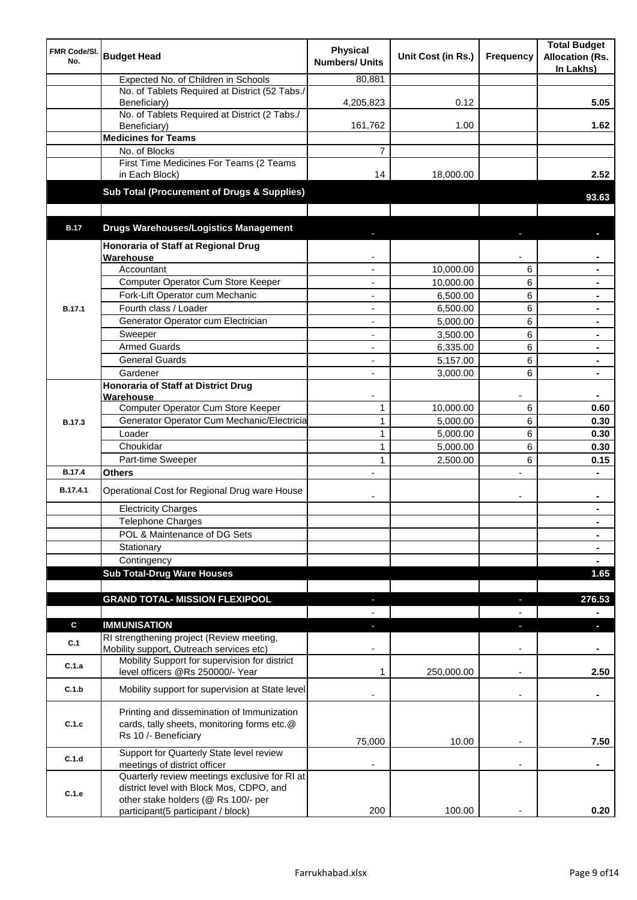| FMR Code/Sl. No. | Budget Head | Physical Numbers/ Units | Unit Cost (in Rs.) | Frequency | Total Budget Allocation (Rs. In Lakhs) |
|---|---|---|---|---|---|
| | Expected No. of Children in Schools | 80,881 | | | |
| | No. of Tablets Required at District (52 Tabs./ Beneficiary) | 4,205,823 | 0.12 | | 5.05 |
| | No. of Tablets Required at District (2 Tabs./ Beneficiary) | 161,762 | 1.00 | | 1.62 |
| | **Medicines for Teams** | | | | |
| | No. of Blocks | 7 | | | |
| | First Time Medicines For Teams (2 Teams in Each Block) | 14 | 18,000.00 | | 2.52 |
| | **Sub Total (Procurement of Drugs & Supplies)** | | | | **93.63** |
| | | | | | |
| **B.17** | **Drugs Warehouses/Logistics Management** | - | | - | - |
| B.17.1 | **Honoraria of Staff at Regional Drug Warehouse** | - | | - | - |
| | Accountant | - | 10,000.00 | 6 | - |
| | Computer Operator Cum Store Keeper | - | 10,000.00 | 6 | - |
| | Fork-Lift Operator cum Mechanic | - | 6,500.00 | 6 | - |
| | Fourth class / Loader | - | 6,500.00 | 6 | - |
| | Generator Operator cum Electrician | - | 5,000.00 | 6 | - |
| | Sweeper | - | 3,500.00 | 6 | - |
| | Armed Guards | - | 6,335.00 | 6 | - |
| | General Guards | - | 5,157.00 | 6 | - |
| | Gardener | - | 3,000.00 | 6 | - |
| B.17.3 | **Honoraria of Staff at District Drug Warehouse** | - | | - | - |
| | Computer Operator Cum Store Keeper | 1 | 10,000.00 | 6 | 0.60 |
| | Generator Operator Cum Mechanic/Electricia | 1 | 5,000.00 | 6 | 0.30 |
| | Loader | 1 | 5,000.00 | 6 | 0.30 |
| | Choukidar | 1 | 5,000.00 | 6 | 0.30 |
| | Part-time Sweeper | 1 | 2,500.00 | 6 | 0.15 |
| B.17.4 | **Others** | - | | - | - |
| B.17.4.1 | Operational Cost for Regional Drug ware House | - | | - | - |
| | Electricity Charges | | | | - |
| | Telephone Charges | | | | - |
| | POL & Maintenance of DG Sets | | | | - |
| | Stationary | | | | - |
| | Contingency | | | | - |
| | **Sub Total-Drug Ware Houses** | | | | **1.65** |
| | | | | | |
| | **GRAND TOTAL- MISSION FLEXIPOOL** | - | | - | **276.53** |
| | | - | | - | - |
| **C** | **IMMUNISATION** | - | | - | - |
| C.1 | RI strengthening project (Review meeting, Mobility support, Outreach services etc) | - | | - | - |
| C.1.a | Mobility Support for supervision for district level officers @Rs 250000/- Year | 1 | 250,000.00 | - | 2.50 |
| C.1.b | Mobility support for supervision at State level | - | | - | - |
| C.1.c | Printing and dissemination of Immunization cards, tally sheets, monitoring forms etc.@ Rs 10 /- Beneficiary | 75,000 | 10.00 | - | 7.50 |
| C.1.d | Support for Quarterly State level review meetings of district officer | - | | - | - |
| C.1.e | Quarterly review meetings exclusive for RI at district level with Block Mos, CDPO, and other stake holders (@ Rs 100/- per participant(5 participant / block) | 200 | 100.00 | - | 0.20 |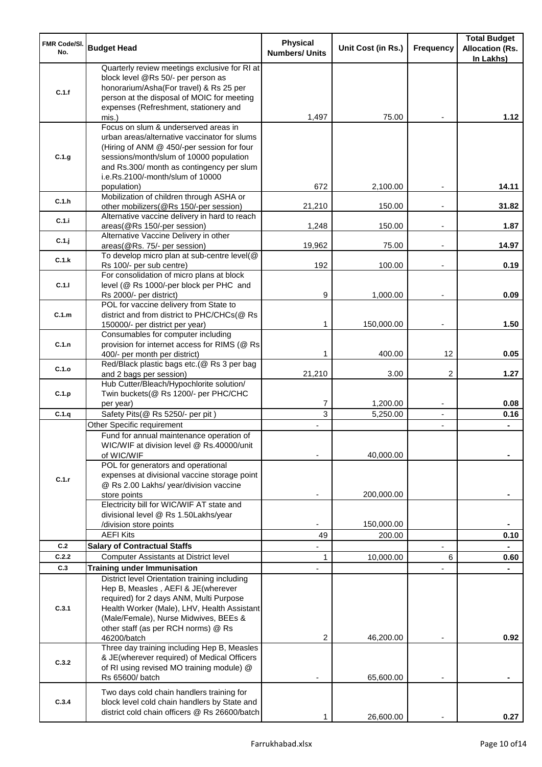| FMR Code/Sl. No. | Budget Head | Physical Numbers/ Units | Unit Cost (in Rs.) | Frequency | Total Budget Allocation (Rs. In Lakhs) |
|---|---|---|---|---|---|
| C.1.f | Quarterly review meetings exclusive for RI at block level @Rs 50/- per person as honorarium/Asha(For travel) & Rs 25 per person at the disposal of MOIC for meeting expenses (Refreshment, stationery and mis.) | 1,497 | 75.00 | - | **1.12** |
| C.1.g | Focus on slum & underserved areas in urban areas/alternative vaccinator for slums (Hiring of ANM @ 450/-per session for four sessions/month/slum of 10000 population and Rs.300/ month as contingency per slum i.e.Rs.2100/-month/slum of 10000 population) | 672 | 2,100.00 | - | **14.11** |
| C.1.h | Mobilization of children through ASHA or other mobilizers(@Rs 150/-per session) | 21,210 | 150.00 | - | **31.82** |
| C.1.i | Alternative vaccine delivery in hard to reach areas(@Rs 150/-per session) | 1,248 | 150.00 | - | **1.87** |
| C.1.j | Alternative Vaccine Delivery in other areas(@Rs. 75/- per session) | 19,962 | 75.00 | - | **14.97** |
| C.1.k | To develop micro plan at sub-centre level(@ Rs 100/- per sub centre) | 192 | 100.00 | - | **0.19** |
| C.1.l | For consolidation of micro plans at block level (@ Rs 1000/-per block per PHC and Rs 2000/- per district) | 9 | 1,000.00 | - | **0.09** |
| C.1.m | POL for vaccine delivery from State to district and from district to PHC/CHCs(@ Rs 150000/- per district per year) | 1 | 150,000.00 | - | **1.50** |
| C.1.n | Consumables for computer including provision for internet access for RIMS (@ Rs 400/- per month per district) | 1 | 400.00 | 12 | **0.05** |
| C.1.o | Red/Black plastic bags etc.(@ Rs 3 per bag and 2 bags per session) | 21,210 | 3.00 | 2 | **1.27** |
| C.1.p | Hub Cutter/Bleach/Hypochlorite solution/ Twin buckets(@ Rs 1200/- per PHC/CHC per year) | 7 | 1,200.00 | - | **0.08** |
| C.1.q | Safety Pits(@ Rs 5250/- per pit ) | 3 | 5,250.00 | - | **0.16** |
| C.1.r | Other Specific requirement | - | | - | **-** |
| | Fund for annual maintenance operation of WIC/WIF at division level @ Rs.40000/unit of WIC/WIF | - | 40,000.00 | | **-** |
| | POL for generators and operational expenses at divisional vaccine storage point @ Rs 2.00 Lakhs/ year/division vaccine store points | - | 200,000.00 | | **-** |
| | Electricity bill for WIC/WIF AT state and divisional level @ Rs 1.50Lakhs/year /division store points | - | 150,000.00 | | **-** |
| | AEFI Kits | 49 | 200.00 | | **0.10** |
| **C.2** | **Salary of Contractual Staffs** | - | | - | **-** |
| C.2.2 | Computer Assistants at District level | 1 | 10,000.00 | 6 | **0.60** |
| **C.3** | **Training under Immunisation** | - | | - | **-** |
| C.3.1 | District level Orientation training including Hep B, Measles , AEFI & JE(wherever required) for 2 days ANM, Multi Purpose Health Worker (Male), LHV, Health Assistant (Male/Female), Nurse Midwives, BEEs & other staff (as per RCH norms) @ Rs 46200/batch | 2 | 46,200.00 | - | **0.92** |
| C.3.2 | Three day training including Hep B, Measles & JE(wherever required) of Medical Officers of RI using revised MO training module) @ Rs 65600/ batch | - | 65,600.00 | - | **-** |
| C.3.4 | Two days cold chain handlers training for block level cold chain handlers by State and district cold chain officers @ Rs 26600/batch | 1 | 26,600.00 | - | **0.27** |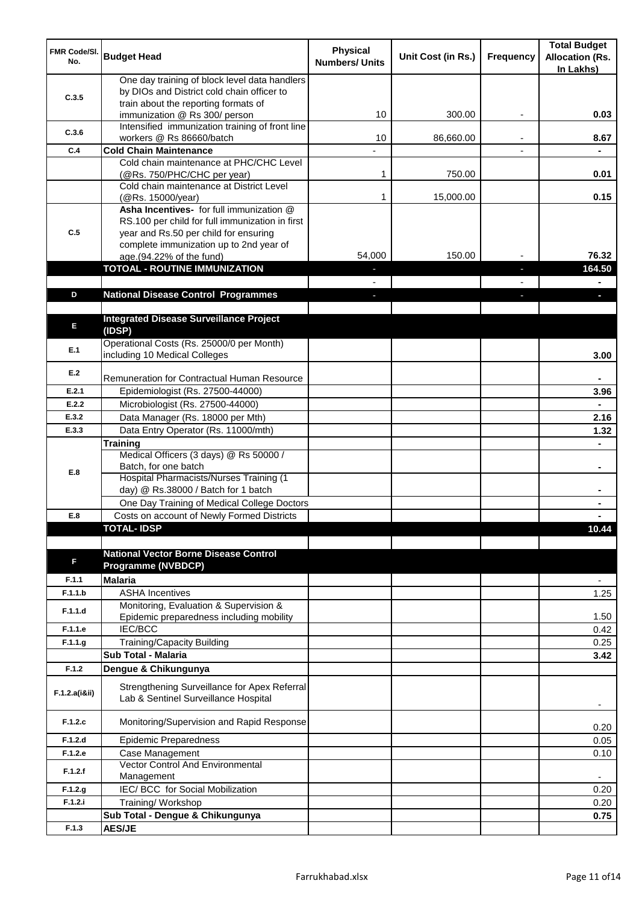| FMR Code/Sl. No. | Budget Head | Physical Numbers/ Units | Unit Cost (in Rs.) | Frequency | Total Budget Allocation (Rs. In Lakhs) |
|---|---|---|---|---|---|
| C.3.5 | One day training of block level data handlers by DIOs and District cold chain officer to train about the reporting formats of immunization @ Rs 300/ person | 10 | 300.00 | - | 0.03 |
| C.3.6 | Intensified immunization training of front line workers @ Rs 86660/batch | 10 | 86,660.00 | - | 8.67 |
| C.4 | **Cold Chain Maintenance** | - | | - | - |
| | Cold chain maintenance at PHC/CHC Level (@Rs. 750/PHC/CHC per year) | 1 | 750.00 | | 0.01 |
| | Cold chain maintenance at District Level (@Rs. 15000/year) | 1 | 15,000.00 | | 0.15 |
| C.5 | **Asha Incentives-** for full immunization @ RS.100 per child for full immunization in first year and Rs.50 per child for ensuring complete immunization up to 2nd year of age.(94.22% of the fund) | 54,000 | 150.00 | - | 76.32 |
| | **TOTOAL - ROUTINE IMMUNIZATION** | - | | - | **164.50** |
| | | - | | - | - |
| **D** | **National Disease Control Programmes** | - | | - | - |
| | | | | | |
| **E** | **Integrated Disease Surveillance Project (IDSP)** | | | | |
| E.1 | Operational Costs (Rs. 25000/0 per Month) including 10 Medical Colleges | | | | 3.00 |
| E.2 | Remuneration for Contractual Human Resource | | | | - |
| E.2.1 | Epidemiologist (Rs. 27500-44000) | | | | 3.96 |
| E.2.2 | Microbiologist (Rs. 27500-44000) | | | | - |
| E.3.2 | Data Manager (Rs. 18000 per Mth) | | | | 2.16 |
| E.3.3 | Data Entry Operator (Rs. 11000/mth) | | | | 1.32 |
| E.8 | **Training** | | | | - |
| | Medical Officers (3 days) @ Rs 50000 / Batch, for one batch | | | | - |
| | Hospital Pharmacists/Nurses Training (1 day) @ Rs.38000 / Batch for 1 batch | | | | - |
| | One Day Training of Medical College Doctors | | | | - |
| E.8 | Costs on account of Newly Formed Districts | | | | - |
| | **TOTAL- IDSP** | | | | **10.44** |
| | | | | | |
| **F** | **National Vector Borne Disease Control Programme (NVBDCP)** | | | | |
| F.1.1 | **Malaria** | | | | - |
| F.1.1.b | ASHA Incentives | | | | 1.25 |
| F.1.1.d | Monitoring, Evaluation & Supervision & Epidemic preparedness including mobility | | | | 1.50 |
| F.1.1.e | IEC/BCC | | | | 0.42 |
| F.1.1.g | Training/Capacity Building | | | | 0.25 |
| | **Sub Total - Malaria** | | | | **3.42** |
| F.1.2 | **Dengue & Chikungunya** | | | | |
| F.1.2.a(i&ii) | Strengthening Surveillance for Apex Referral Lab & Sentinel Surveillance Hospital | | | | - |
| F.1.2.c | Monitoring/Supervision and Rapid Response | | | | 0.20 |
| F.1.2.d | Epidemic Preparedness | | | | 0.05 |
| F.1.2.e | Case Management | | | | 0.10 |
| F.1.2.f | Vector Control And Environmental Management | | | | - |
| F.1.2.g | IEC/ BCC for Social Mobilization | | | | 0.20 |
| F.1.2.i | Training/ Workshop | | | | 0.20 |
| | **Sub Total - Dengue & Chikungunya** | | | | **0.75** |
| F.1.3 | **AES/JE** | | | | |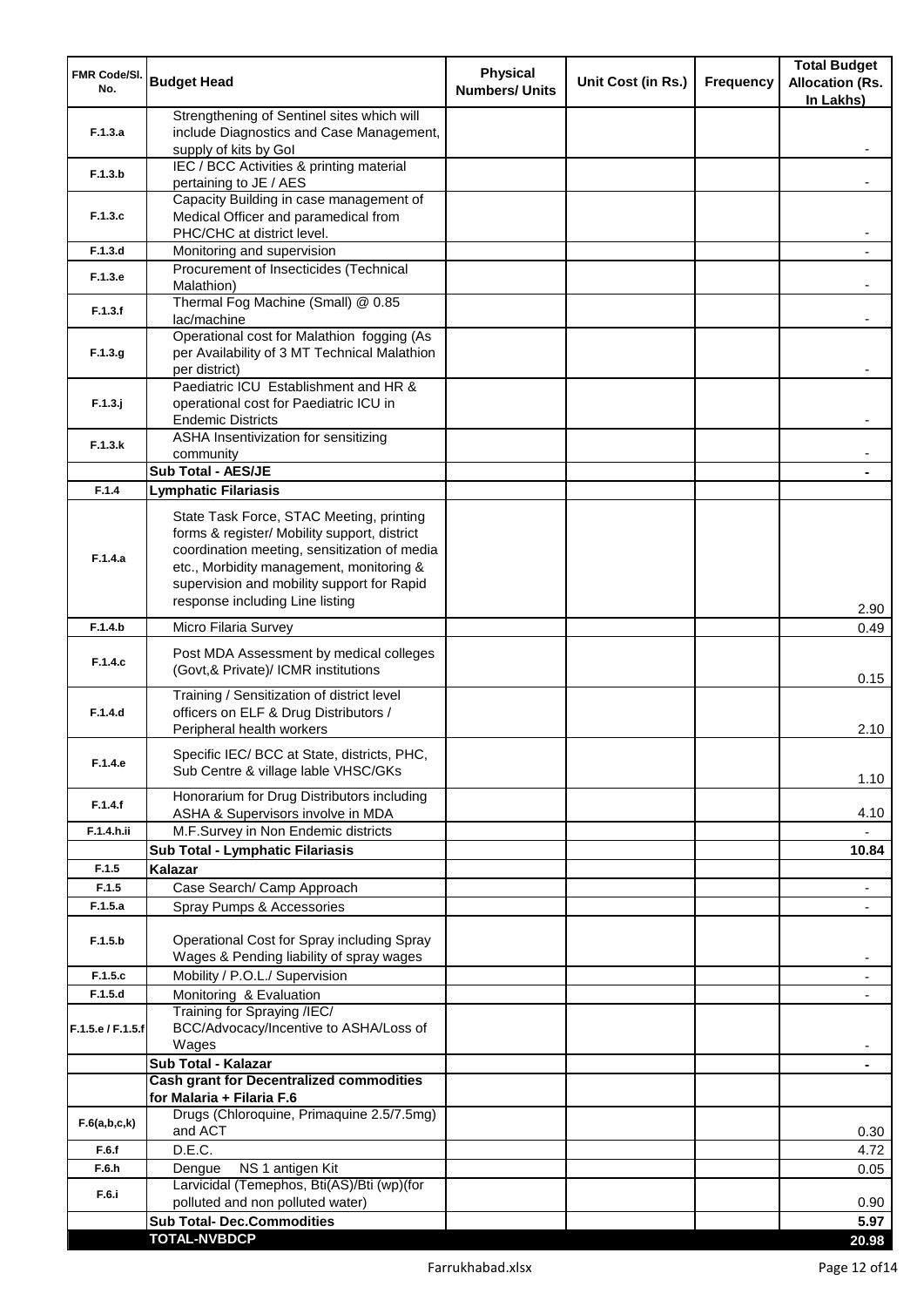| FMR Code/Sl. No. | Budget Head | Physical Numbers/ Units | Unit Cost (in Rs.) | Frequency | Total Budget Allocation (Rs. In Lakhs) |
|---|---|---|---|---|---|
| F.1.3.a | Strengthening of Sentinel sites which will include Diagnostics and Case Management, supply of kits by GoI | | | | - |
| F.1.3.b | IEC / BCC Activities & printing material pertaining to JE / AES | | | | - |
| F.1.3.c | Capacity Building in case management of Medical Officer and paramedical from PHC/CHC at district level. | | | | - |
| F.1.3.d | Monitoring and supervision | | | | - |
| F.1.3.e | Procurement of Insecticides (Technical Malathion) | | | | - |
| F.1.3.f | Thermal Fog Machine (Small) @ 0.85 lac/machine | | | | - |
| F.1.3.g | Operational cost for Malathion fogging (As per Availability of 3 MT Technical Malathion per district) | | | | - |
| F.1.3.j | Paediatric ICU Establishment and HR & operational cost for Paediatric ICU in Endemic Districts | | | | - |
| F.1.3.k | ASHA Insentivization for sensitizing community | | | | - |
| | **Sub Total - AES/JE** | | | | **-** |
| F.1.4 | **Lymphatic Filariasis** | | | | |
| F.1.4.a | State Task Force, STAC Meeting, printing forms & register/ Mobility support, district coordination meeting, sensitization of media etc., Morbidity management, monitoring & supervision and mobility support for Rapid response including Line listing | | | | 2.90 |
| F.1.4.b | Micro Filaria Survey | | | | 0.49 |
| F.1.4.c | Post MDA Assessment by medical colleges (Govt,& Private)/ ICMR institutions | | | | 0.15 |
| F.1.4.d | Training / Sensitization of district level officers on ELF & Drug Distributors / Peripheral health workers | | | | 2.10 |
| F.1.4.e | Specific IEC/ BCC at State, districts, PHC, Sub Centre & village lable VHSC/GKs | | | | 1.10 |
| F.1.4.f | Honorarium for Drug Distributors including ASHA & Supervisors involve in MDA | | | | 4.10 |
| F.1.4.h.ii | M.F.Survey in Non Endemic districts | | | | - |
| | **Sub Total - Lymphatic Filariasis** | | | | **10.84** |
| F.1.5 | **Kalazar** | | | | |
| F.1.5 | Case Search/ Camp Approach | | | | - |
| F.1.5.a | Spray Pumps & Accessories | | | | - |
| F.1.5.b | Operational Cost for Spray including Spray Wages & Pending liability of spray wages | | | | - |
| F.1.5.c | Mobility / P.O.L./ Supervision | | | | - |
| F.1.5.d | Monitoring & Evaluation | | | | - |
| F.1.5.e / F.1.5.f | Training for Spraying /IEC/ BCC/Advocacy/Incentive to ASHA/Loss of Wages | | | | - |
| | **Sub Total - Kalazar** | | | | **-** |
| | **Cash grant for Decentralized commodities for Malaria + Filaria F.6** | | | | |
| F.6(a,b,c,k) | Drugs (Chloroquine, Primaquine 2.5/7.5mg) and ACT | | | | 0.30 |
| F.6.f | D.E.C. | | | | 4.72 |
| F.6.h | Dengue NS 1 antigen Kit | | | | 0.05 |
| F.6.i | Larvicidal (Temephos, Bti(AS)/Bti (wp)(for polluted and non polluted water) | | | | 0.90 |
| | **Sub Total- Dec.Commodities** | | | | **5.97** |
| | **TOTAL-NVBDCP** | | | | **20.98** |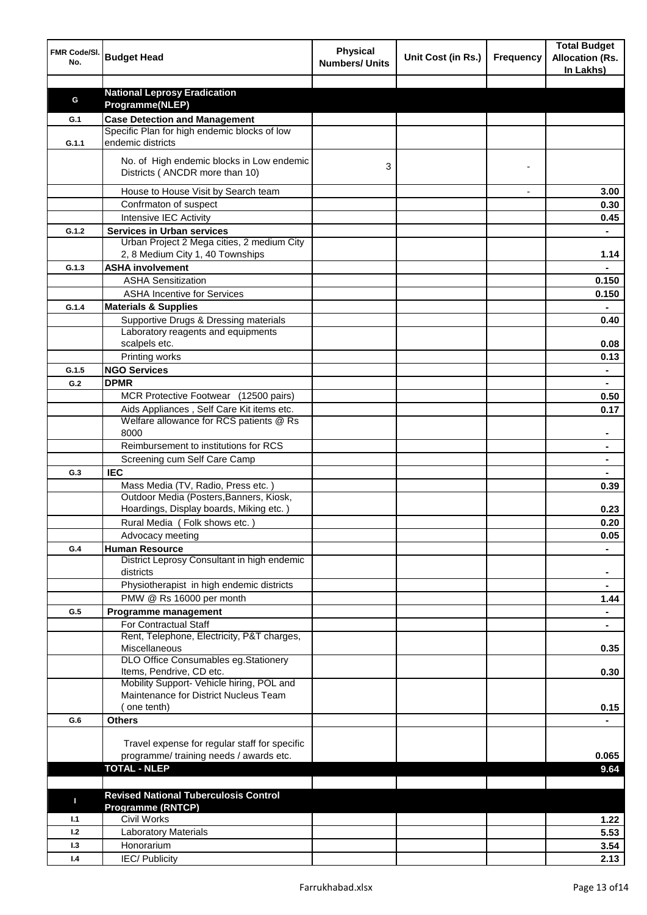| FMR Code/Sl. No. | Budget Head | Physical Numbers/ Units | Unit Cost (in Rs.) | Frequency | Total Budget Allocation (Rs. In Lakhs) |
|---|---|---|---|---|---|
| | | | | | |
| **G** | **National Leprosy Eradication Programme(NLEP)** | | | | |
| **G.1** | **Case Detection and Management** | | | | |
| **G.1.1** | Specific Plan for high endemic blocks of low endemic districts | | | | |
| | No. of High endemic blocks in Low endemic Districts ( ANCDR more than 10) | 3 | | - | |
| | House to House Visit by Search team | | | - | **3.00** |
| | Confrmaton of suspect | | | | **0.30** |
| | Intensive IEC Activity | | | | **0.45** |
| **G.1.2** | **Services in Urban services** | | | | **-** |
| | Urban Project 2 Mega cities, 2 medium City 2, 8 Medium City 1, 40 Townships | | | | **1.14** |
| **G.1.3** | **ASHA involvement** | | | | **-** |
| | ASHA Sensitization | | | | **0.150** |
| | ASHA Incentive for Services | | | | **0.150** |
| **G.1.4** | **Materials & Supplies** | | | | **-** |
| | Supportive Drugs & Dressing materials | | | | **0.40** |
| | Laboratory reagents and equipments scalpels etc. | | | | **0.08** |
| | Printing works | | | | **0.13** |
| **G.1.5** | **NGO Services** | | | | **-** |
| **G.2** | **DPMR** | | | | **-** |
| | MCR Protective Footwear (12500 pairs) | | | | **0.50** |
| | Aids Appliances , Self Care Kit items etc. | | | | **0.17** |
| | Welfare allowance for RCS patients @ Rs 8000 | | | | **-** |
| | Reimbursement to institutions for RCS | | | | **-** |
| | Screening cum Self Care Camp | | | | **-** |
| **G.3** | **IEC** | | | | **-** |
| | Mass Media (TV, Radio, Press etc. ) | | | | **0.39** |
| | Outdoor Media (Posters,Banners, Kiosk, Hoardings, Display boards, Miking etc. ) | | | | **0.23** |
| | Rural Media ( Folk shows etc. ) | | | | **0.20** |
| | Advocacy meeting | | | | **0.05** |
| **G.4** | **Human Resource** | | | | **-** |
| | District Leprosy Consultant in high endemic districts | | | | **-** |
| | Physiotherapist in high endemic districts | | | | **-** |
| | PMW @ Rs 16000 per month | | | | **1.44** |
| **G.5** | **Programme management** | | | | **-** |
| | For Contractual Staff | | | | **-** |
| | Rent, Telephone, Electricity, P&T charges, Miscellaneous | | | | **0.35** |
| | DLO Office Consumables eg.Stationery Items, Pendrive, CD etc. | | | | **0.30** |
| | Mobility Support- Vehicle hiring, POL and Maintenance for District Nucleus Team ( one tenth) | | | | **0.15** |
| **G.6** | **Others** | | | | **-** |
| | Travel expense for regular staff for specific programme/ training needs / awards etc. | | | | **0.065** |
| | **TOTAL - NLEP** | | | | **9.64** |
| | | | | | |
| **I** | **Revised National Tuberculosis Control Programme (RNTCP)** | | | | |
| **I.1** | Civil Works | | | | **1.22** |
| **I.2** | Laboratory Materials | | | | **5.53** |
| **I.3** | Honorarium | | | | **3.54** |
| **I.4** | IEC/ Publicity | | | | **2.13** |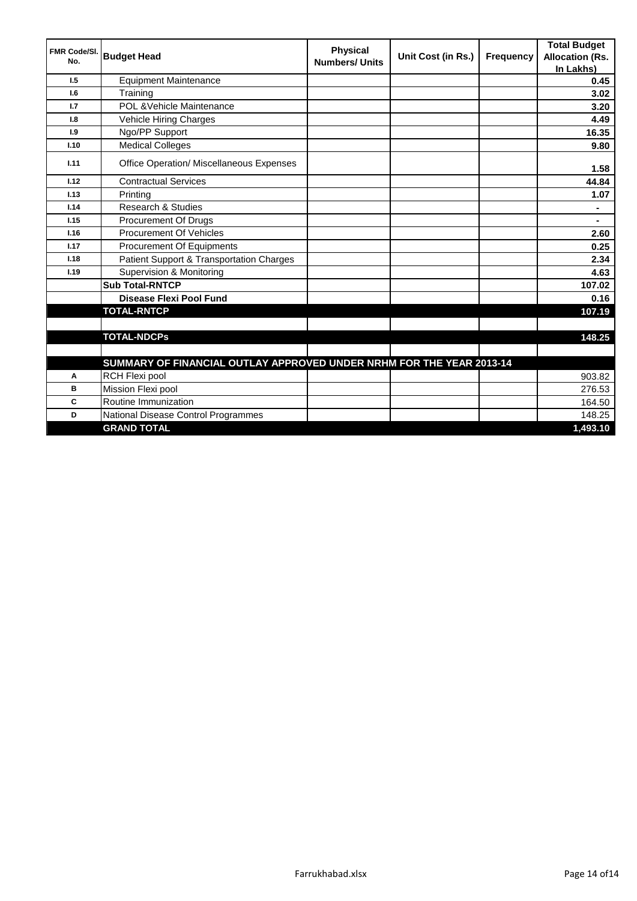| FMR Code/Sl. No. | Budget Head | Physical Numbers/ Units | Unit Cost (in Rs.) | Frequency | Total Budget Allocation (Rs. In Lakhs) |
|---|---|---|---|---|---|
| I.5 | Equipment Maintenance | | | | **0.45** |
| I.6 | Training | | | | **3.02** |
| I.7 | POL &Vehicle Maintenance | | | | **3.20** |
| I.8 | Vehicle Hiring Charges | | | | **4.49** |
| I.9 | Ngo/PP Support | | | | **16.35** |
| I.10 | Medical Colleges | | | | **9.80** |
| I.11 | Office Operation/ Miscellaneous Expenses | | | | **1.58** |
| I.12 | Contractual Services | | | | **44.84** |
| I.13 | Printing | | | | **1.07** |
| I.14 | Research & Studies | | | | **-** |
| I.15 | Procurement Of Drugs | | | | **-** |
| I.16 | Procurement Of Vehicles | | | | **2.60** |
| I.17 | Procurement Of Equipments | | | | **0.25** |
| I.18 | Patient Support & Transportation Charges | | | | **2.34** |
| I.19 | Supervision & Monitoring | | | | **4.63** |
| | **Sub Total-RNTCP** | | | | **107.02** |
| | **Disease Flexi Pool Fund** | | | | **0.16** |
| | **TOTAL-RNTCP** | | | | **107.19** |
| | | | | | |
| | **TOTAL-NDCPs** | | | | **148.25** |
| | | | | | |
| | **SUMMARY OF FINANCIAL OUTLAY APPROVED UNDER NRHM FOR THE YEAR 2013-14** | | | | |
| A | RCH Flexi pool | | | | 903.82 |
| B | Mission Flexi pool | | | | 276.53 |
| C | Routine Immunization | | | | 164.50 |
| D | National Disease Control Programmes | | | | 148.25 |
| | **GRAND TOTAL** | | | | **1,493.10** |